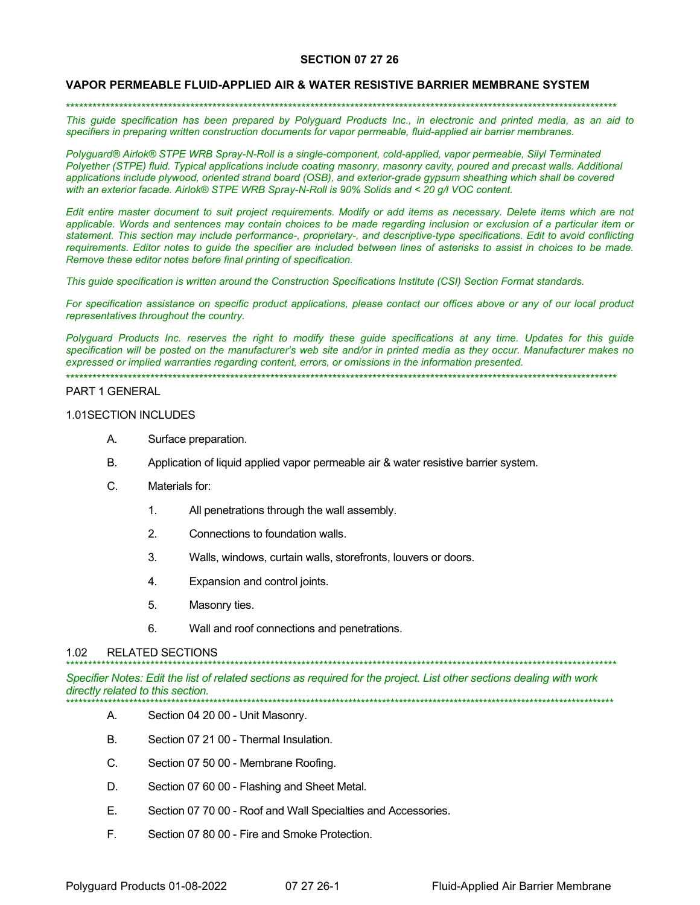# SECTION 07 27 26

## VAPOR PERMEABLE FLUID-APPLIED AIR & WATER RESISTIVE BARRIER MEMBRANE SYSTEM

*************************************************************************************************************************

*This guide specification has been prepared by Polyguard Products Inc., in electronic and printed media, as an aid to specifiers in preparing written construction documents for vapor permeable, fluid-applied air barrier membranes.*

*Polyguard® Airlok® STPE WRB Spray-N-Roll is a single-component, cold-applied, vapor permeable, Silyl Terminated Polyether (STPE) fluid. Typical applications include coating masonry, masonry cavity, poured and precast walls. Additional applications include plywood, oriented strand board (OSB), and exterior-grade gypsum sheathing which shall be covered with an exterior facade. Airlok® STPE WRB Spray-N-Roll is 90% Solids and < 20 g/l VOC content.*

*Edit entire master document to suit project requirements. Modify or add items as necessary. Delete items which are not applicable. Words and sentences may contain choices to be made regarding inclusion or exclusion of a particular item or statement. This section may include performance-, proprietary-, and descriptive-type specifications. Edit to avoid conflicting requirements. Editor notes to guide the specifier are included between lines of asterisks to assist in choices to be made. Remove these editor notes before final printing of specification.*

*This guide specification is written around the Construction Specifications Institute (CSI) Section Format standards.*

*For specification assistance on specific product applications, please contact our offices above or any of our local product representatives throughout the country.*

*Polyguard Products Inc. reserves the right to modify these guide specifications at any time. Updates for this guide specification will be posted on the manufacturer's web site and/or in printed media as they occur. Manufacturer makes no expressed or implied warranties regarding content, errors, or omissions in the information presented.*

*************************************************************************************************************************

PART 1 GENERAL

1.01SECTION INCLUDES

A. Surface preparation.

B. Application of liquid applied vapor permeable air & water resistive barrier system.

C. Materials for:

1. All penetrations through the wall assembly.
2. Connections to foundation walls.
3. Walls, windows, curtain walls, storefronts, louvers or doors.
4. Expansion and control joints.
5. Masonry ties.
6. Wall and roof connections and penetrations.

1.02 RELATED SECTIONS

*************************************************************************************************************************

*Specifier Notes: Edit the list of related sections as required for the project. List other sections dealing with work directly related to this section.*

*************************************************************************************************************************

A. Section 04 20 00 - Unit Masonry.

B. Section 07 21 00 - Thermal Insulation.

C. Section 07 50 00 - Membrane Roofing.

D. Section 07 60 00 - Flashing and Sheet Metal.

E. Section 07 70 00 - Roof and Wall Specialties and Accessories.

F. Section 07 80 00 - Fire and Smoke Protection.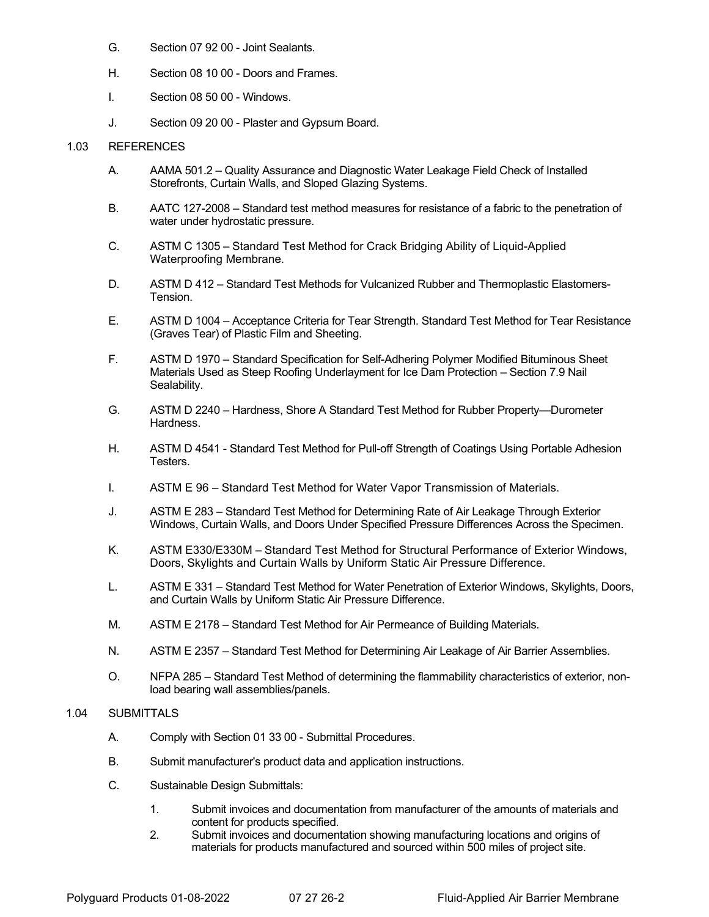G. Section 07 92 00 - Joint Sealants.

H. Section 08 10 00 - Doors and Frames.

I. Section 08 50 00 - Windows.

J. Section 09 20 00 - Plaster and Gypsum Board.

## 1.03 REFERENCES

A. AAMA 501.2 – Quality Assurance and Diagnostic Water Leakage Field Check of Installed Storefronts, Curtain Walls, and Sloped Glazing Systems.

B. AATC 127-2008 – Standard test method measures for resistance of a fabric to the penetration of water under hydrostatic pressure.

C. ASTM C 1305 – Standard Test Method for Crack Bridging Ability of Liquid-Applied Waterproofing Membrane.

D. ASTM D 412 – Standard Test Methods for Vulcanized Rubber and Thermoplastic Elastomers-Tension.

E. ASTM D 1004 – Acceptance Criteria for Tear Strength. Standard Test Method for Tear Resistance (Graves Tear) of Plastic Film and Sheeting.

F. ASTM D 1970 – Standard Specification for Self-Adhering Polymer Modified Bituminous Sheet Materials Used as Steep Roofing Underlayment for Ice Dam Protection – Section 7.9 Nail Sealability.

G. ASTM D 2240 – Hardness, Shore A Standard Test Method for Rubber Property—Durometer Hardness.

H. ASTM D 4541 - Standard Test Method for Pull-off Strength of Coatings Using Portable Adhesion Testers.

I. ASTM E 96 – Standard Test Method for Water Vapor Transmission of Materials.

J. ASTM E 283 – Standard Test Method for Determining Rate of Air Leakage Through Exterior Windows, Curtain Walls, and Doors Under Specified Pressure Differences Across the Specimen.

K. ASTM E330/E330M – Standard Test Method for Structural Performance of Exterior Windows, Doors, Skylights and Curtain Walls by Uniform Static Air Pressure Difference.

L. ASTM E 331 – Standard Test Method for Water Penetration of Exterior Windows, Skylights, Doors, and Curtain Walls by Uniform Static Air Pressure Difference.

M. ASTM E 2178 – Standard Test Method for Air Permeance of Building Materials.

N. ASTM E 2357 – Standard Test Method for Determining Air Leakage of Air Barrier Assemblies.

O. NFPA 285 – Standard Test Method of determining the flammability characteristics of exterior, non-load bearing wall assemblies/panels.

## 1.04 SUBMITTALS

A. Comply with Section 01 33 00 - Submittal Procedures.

B. Submit manufacturer's product data and application instructions.

C. Sustainable Design Submittals:

1. Submit invoices and documentation from manufacturer of the amounts of materials and content for products specified.
2. Submit invoices and documentation showing manufacturing locations and origins of materials for products manufactured and sourced within 500 miles of project site.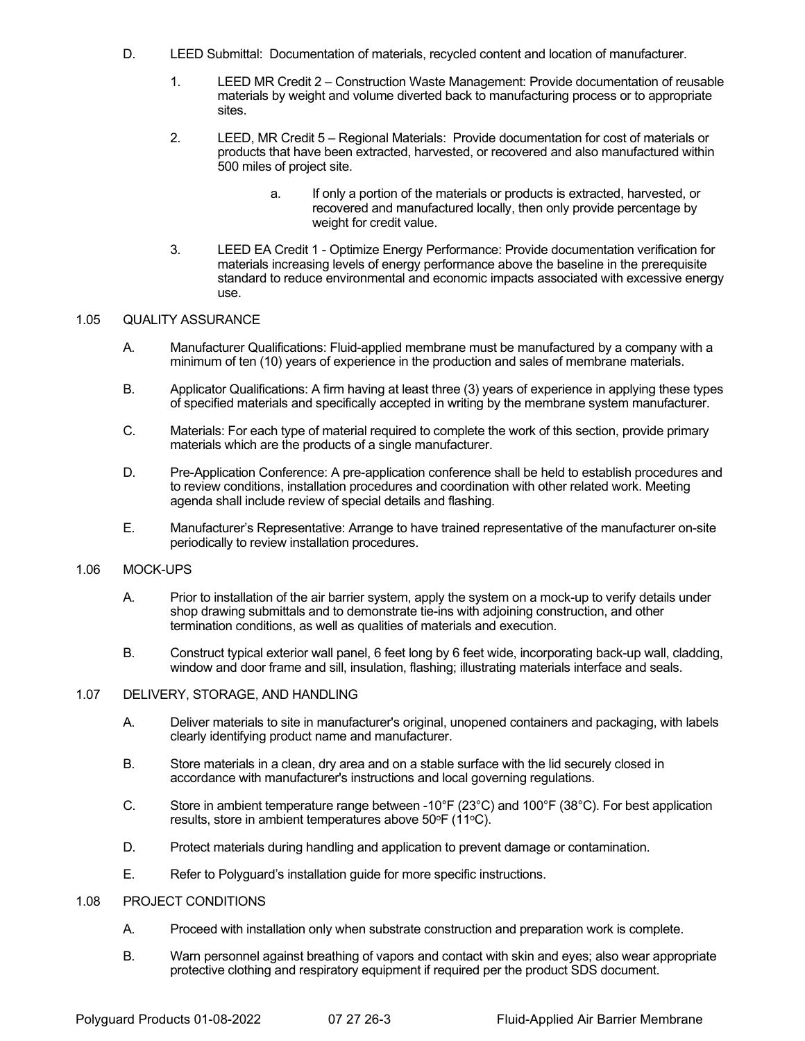D. LEED Submittal: Documentation of materials, recycled content and location of manufacturer.

1. LEED MR Credit 2 – Construction Waste Management: Provide documentation of reusable materials by weight and volume diverted back to manufacturing process or to appropriate sites.

2. LEED, MR Credit 5 – Regional Materials: Provide documentation for cost of materials or products that have been extracted, harvested, or recovered and also manufactured within 500 miles of project site.

   a. If only a portion of the materials or products is extracted, harvested, or recovered and manufactured locally, then only provide percentage by weight for credit value.

3. LEED EA Credit 1 - Optimize Energy Performance: Provide documentation verification for materials increasing levels of energy performance above the baseline in the prerequisite standard to reduce environmental and economic impacts associated with excessive energy use.

## 1.05 QUALITY ASSURANCE

A. Manufacturer Qualifications: Fluid-applied membrane must be manufactured by a company with a minimum of ten (10) years of experience in the production and sales of membrane materials.

B. Applicator Qualifications: A firm having at least three (3) years of experience in applying these types of specified materials and specifically accepted in writing by the membrane system manufacturer.

C. Materials: For each type of material required to complete the work of this section, provide primary materials which are the products of a single manufacturer.

D. Pre-Application Conference: A pre-application conference shall be held to establish procedures and to review conditions, installation procedures and coordination with other related work. Meeting agenda shall include review of special details and flashing.

E. Manufacturer's Representative: Arrange to have trained representative of the manufacturer on-site periodically to review installation procedures.

## 1.06 MOCK-UPS

A. Prior to installation of the air barrier system, apply the system on a mock-up to verify details under shop drawing submittals and to demonstrate tie-ins with adjoining construction, and other termination conditions, as well as qualities of materials and execution.

B. Construct typical exterior wall panel, 6 feet long by 6 feet wide, incorporating back-up wall, cladding, window and door frame and sill, insulation, flashing; illustrating materials interface and seals.

## 1.07 DELIVERY, STORAGE, AND HANDLING

A. Deliver materials to site in manufacturer's original, unopened containers and packaging, with labels clearly identifying product name and manufacturer.

B. Store materials in a clean, dry area and on a stable surface with the lid securely closed in accordance with manufacturer's instructions and local governing regulations.

C. Store in ambient temperature range between -10°F (23°C) and 100°F (38°C). For best application results, store in ambient temperatures above 50°F (11°C).

D. Protect materials during handling and application to prevent damage or contamination.

E. Refer to Polyguard's installation guide for more specific instructions.

## 1.08 PROJECT CONDITIONS

A. Proceed with installation only when substrate construction and preparation work is complete.

B. Warn personnel against breathing of vapors and contact with skin and eyes; also wear appropriate protective clothing and respiratory equipment if required per the product SDS document.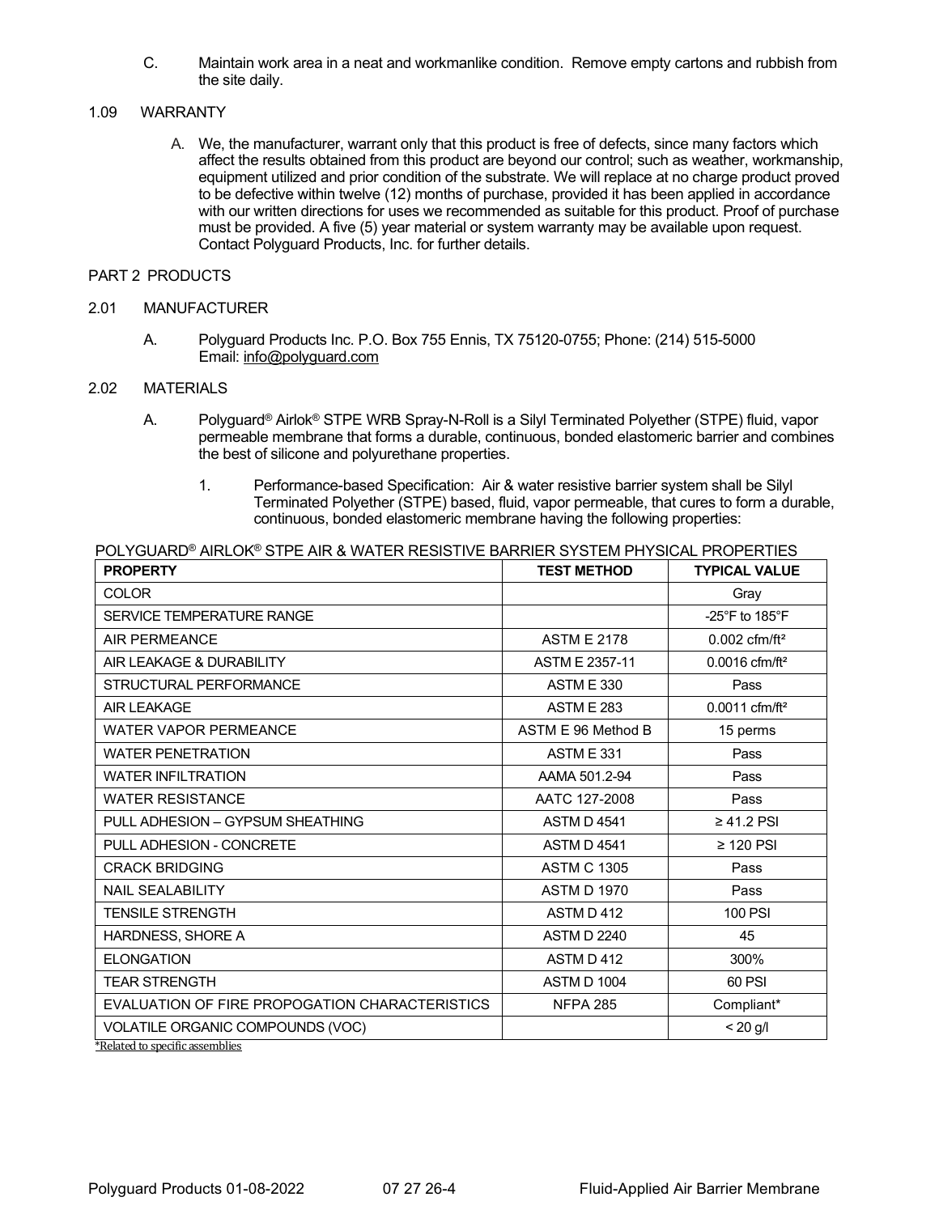C. Maintain work area in a neat and workmanlike condition. Remove empty cartons and rubbish from the site daily.

1.09 WARRANTY

A. We, the manufacturer, warrant only that this product is free of defects, since many factors which affect the results obtained from this product are beyond our control; such as weather, workmanship, equipment utilized and prior condition of the substrate. We will replace at no charge product proved to be defective within twelve (12) months of purchase, provided it has been applied in accordance with our written directions for uses we recommended as suitable for this product. Proof of purchase must be provided. A five (5) year material or system warranty may be available upon request. Contact Polyguard Products, Inc. for further details.

PART 2 PRODUCTS

2.01 MANUFACTURER

A. Polyguard Products Inc. P.O. Box 755 Ennis, TX 75120-0755; Phone: (214) 515-5000 Email: info@polyguard.com

2.02 MATERIALS

A. Polyguard® Airlok® STPE WRB Spray-N-Roll is a Silyl Terminated Polyether (STPE) fluid, vapor permeable membrane that forms a durable, continuous, bonded elastomeric barrier and combines the best of silicone and polyurethane properties.

1. Performance-based Specification: Air & water resistive barrier system shall be Silyl Terminated Polyether (STPE) based, fluid, vapor permeable, that cures to form a durable, continuous, bonded elastomeric membrane having the following properties:

POLYGUARD® AIRLOK® STPE AIR & WATER RESISTIVE BARRIER SYSTEM PHYSICAL PROPERTIES

| PROPERTY | TEST METHOD | TYPICAL VALUE |
|---|---|---|
| COLOR | | Gray |
| SERVICE TEMPERATURE RANGE | | -25°F to 185°F |
| AIR PERMEANCE | ASTM E 2178 | 0.002 cfm/ft² |
| AIR LEAKAGE & DURABILITY | ASTM E 2357-11 | 0.0016 cfm/ft² |
| STRUCTURAL PERFORMANCE | ASTM E 330 | Pass |
| AIR LEAKAGE | ASTM E 283 | 0.0011 cfm/ft² |
| WATER VAPOR PERMEANCE | ASTM E 96 Method B | 15 perms |
| WATER PENETRATION | ASTM E 331 | Pass |
| WATER INFILTRATION | AAMA 501.2-94 | Pass |
| WATER RESISTANCE | AATC 127-2008 | Pass |
| PULL ADHESION – GYPSUM SHEATHING | ASTM D 4541 | ≥ 41.2 PSI |
| PULL ADHESION - CONCRETE | ASTM D 4541 | ≥ 120 PSI |
| CRACK BRIDGING | ASTM C 1305 | Pass |
| NAIL SEALABILITY | ASTM D 1970 | Pass |
| TENSILE STRENGTH | ASTM D 412 | 100 PSI |
| HARDNESS, SHORE A | ASTM D 2240 | 45 |
| ELONGATION | ASTM D 412 | 300% |
| TEAR STRENGTH | ASTM D 1004 | 60 PSI |
| EVALUATION OF FIRE PROPOGATION CHARACTERISTICS | NFPA 285 | Compliant* |
| VOLATILE ORGANIC COMPOUNDS (VOC) | | < 20 g/l |

*Related to specific assemblies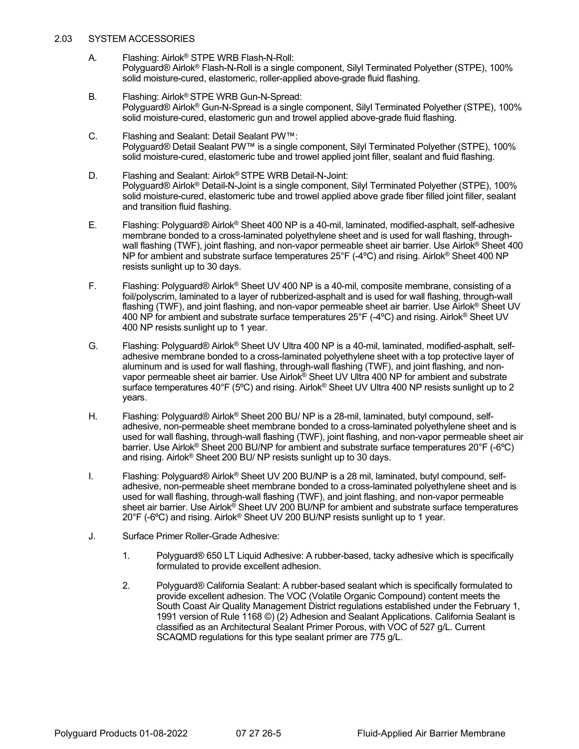## 2.03 SYSTEM ACCESSORIES

A. Flashing: Airlok® STPE WRB Flash-N-Roll:
Polyguard® Airlok® Flash-N-Roll is a single component, Silyl Terminated Polyether (STPE), 100% solid moisture-cured, elastomeric, roller-applied above-grade fluid flashing.

B. Flashing: Airlok® STPE WRB Gun-N-Spread:
Polyguard® Airlok® Gun-N-Spread is a single component, Silyl Terminated Polyether (STPE), 100% solid moisture-cured, elastomeric gun and trowel applied above-grade fluid flashing.

C. Flashing and Sealant: Detail Sealant PW™:
Polyguard® Detail Sealant PW™ is a single component, Silyl Terminated Polyether (STPE), 100% solid moisture-cured, elastomeric tube and trowel applied joint filler, sealant and fluid flashing.

D. Flashing and Sealant: Airlok® STPE WRB Detail-N-Joint:
Polyguard® Airlok® Detail-N-Joint is a single component, Silyl Terminated Polyether (STPE), 100% solid moisture-cured, elastomeric tube and trowel applied above grade fiber filled joint filler, sealant and transition fluid flashing.

E. Flashing: Polyguard® Airlok® Sheet 400 NP is a 40-mil, laminated, modified-asphalt, self-adhesive membrane bonded to a cross-laminated polyethylene sheet and is used for wall flashing, through-wall flashing (TWF), joint flashing, and non-vapor permeable sheet air barrier. Use Airlok® Sheet 400 NP for ambient and substrate surface temperatures 25°F (-4ºC) and rising. Airlok® Sheet 400 NP resists sunlight up to 30 days.

F. Flashing: Polyguard® Airlok® Sheet UV 400 NP is a 40-mil, composite membrane, consisting of a foil/polyscrim, laminated to a layer of rubberized-asphalt and is used for wall flashing, through-wall flashing (TWF), and joint flashing, and non-vapor permeable sheet air barrier. Use Airlok® Sheet UV 400 NP for ambient and substrate surface temperatures 25°F (-4ºC) and rising. Airlok® Sheet UV 400 NP resists sunlight up to 1 year.

G. Flashing: Polyguard® Airlok® Sheet UV Ultra 400 NP is a 40-mil, laminated, modified-asphalt, self-adhesive membrane bonded to a cross-laminated polyethylene sheet with a top protective layer of aluminum and is used for wall flashing, through-wall flashing (TWF), and joint flashing, and non-vapor permeable sheet air barrier. Use Airlok® Sheet UV Ultra 400 NP for ambient and substrate surface temperatures 40°F (5ºC) and rising. Airlok® Sheet UV Ultra 400 NP resists sunlight up to 2 years.

H. Flashing: Polyguard® Airlok® Sheet 200 BU/ NP is a 28-mil, laminated, butyl compound, self-adhesive, non-permeable sheet membrane bonded to a cross-laminated polyethylene sheet and is used for wall flashing, through-wall flashing (TWF), joint flashing, and non-vapor permeable sheet air barrier. Use Airlok® Sheet 200 BU/NP for ambient and substrate surface temperatures 20°F (-6ºC) and rising. Airlok® Sheet 200 BU/ NP resists sunlight up to 30 days.

I. Flashing: Polyguard® Airlok® Sheet UV 200 BU/NP is a 28 mil, laminated, butyl compound, self-adhesive, non-permeable sheet membrane bonded to a cross-laminated polyethylene sheet and is used for wall flashing, through-wall flashing (TWF), and joint flashing, and non-vapor permeable sheet air barrier. Use Airlok® Sheet UV 200 BU/NP for ambient and substrate surface temperatures 20°F (-6ºC) and rising. Airlok® Sheet UV 200 BU/NP resists sunlight up to 1 year.

J. Surface Primer Roller-Grade Adhesive:

1. Polyguard® 650 LT Liquid Adhesive: A rubber-based, tacky adhesive which is specifically formulated to provide excellent adhesion.

2. Polyguard® California Sealant: A rubber-based sealant which is specifically formulated to provide excellent adhesion. The VOC (Volatile Organic Compound) content meets the South Coast Air Quality Management District regulations established under the February 1, 1991 version of Rule 1168 ©) (2) Adhesion and Sealant Applications. California Sealant is classified as an Architectural Sealant Primer Porous, with VOC of 527 g/L. Current SCAQMD regulations for this type sealant primer are 775 g/L.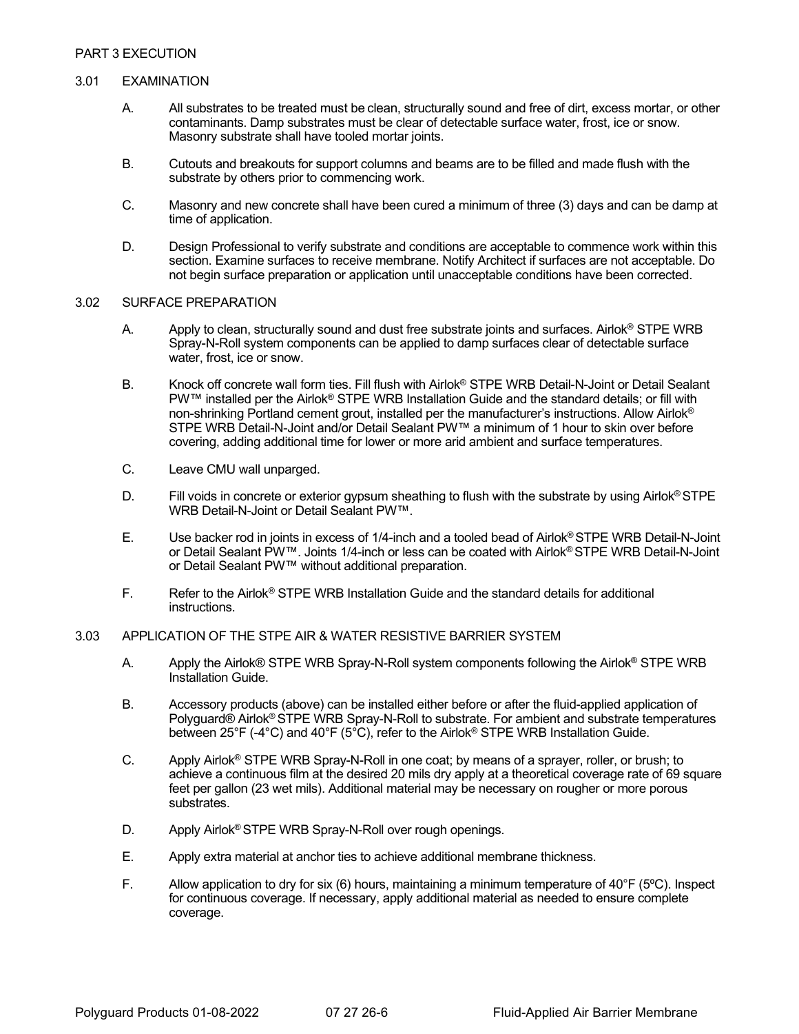## PART 3 EXECUTION

### 3.01 EXAMINATION

A. All substrates to be treated must be clean, structurally sound and free of dirt, excess mortar, or other contaminants. Damp substrates must be clear of detectable surface water, frost, ice or snow. Masonry substrate shall have tooled mortar joints.

B. Cutouts and breakouts for support columns and beams are to be filled and made flush with the substrate by others prior to commencing work.

C. Masonry and new concrete shall have been cured a minimum of three (3) days and can be damp at time of application.

D. Design Professional to verify substrate and conditions are acceptable to commence work within this section. Examine surfaces to receive membrane. Notify Architect if surfaces are not acceptable. Do not begin surface preparation or application until unacceptable conditions have been corrected.

### 3.02 SURFACE PREPARATION

A. Apply to clean, structurally sound and dust free substrate joints and surfaces. Airlok® STPE WRB Spray-N-Roll system components can be applied to damp surfaces clear of detectable surface water, frost, ice or snow.

B. Knock off concrete wall form ties. Fill flush with Airlok® STPE WRB Detail-N-Joint or Detail Sealant PW™ installed per the Airlok® STPE WRB Installation Guide and the standard details; or fill with non-shrinking Portland cement grout, installed per the manufacturer's instructions. Allow Airlok® STPE WRB Detail-N-Joint and/or Detail Sealant PW™ a minimum of 1 hour to skin over before covering, adding additional time for lower or more arid ambient and surface temperatures.

C. Leave CMU wall unparged.

D. Fill voids in concrete or exterior gypsum sheathing to flush with the substrate by using Airlok® STPE WRB Detail-N-Joint or Detail Sealant PW™.

E. Use backer rod in joints in excess of 1/4-inch and a tooled bead of Airlok® STPE WRB Detail-N-Joint or Detail Sealant PW™. Joints 1/4-inch or less can be coated with Airlok® STPE WRB Detail-N-Joint or Detail Sealant PW™ without additional preparation.

F. Refer to the Airlok® STPE WRB Installation Guide and the standard details for additional instructions.

### 3.03 APPLICATION OF THE STPE AIR & WATER RESISTIVE BARRIER SYSTEM

A. Apply the Airlok® STPE WRB Spray-N-Roll system components following the Airlok® STPE WRB Installation Guide.

B. Accessory products (above) can be installed either before or after the fluid-applied application of Polyguard® Airlok® STPE WRB Spray-N-Roll to substrate. For ambient and substrate temperatures between 25°F (-4°C) and 40°F (5°C), refer to the Airlok® STPE WRB Installation Guide.

C. Apply Airlok® STPE WRB Spray-N-Roll in one coat; by means of a sprayer, roller, or brush; to achieve a continuous film at the desired 20 mils dry apply at a theoretical coverage rate of 69 square feet per gallon (23 wet mils). Additional material may be necessary on rougher or more porous substrates.

D. Apply Airlok® STPE WRB Spray-N-Roll over rough openings.

E. Apply extra material at anchor ties to achieve additional membrane thickness.

F. Allow application to dry for six (6) hours, maintaining a minimum temperature of 40°F (5ºC). Inspect for continuous coverage. If necessary, apply additional material as needed to ensure complete coverage.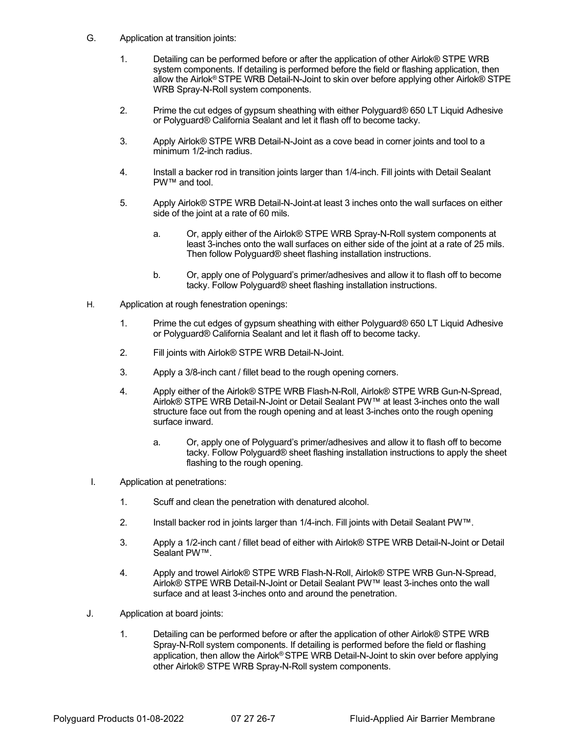G. Application at transition joints:

1. Detailing can be performed before or after the application of other Airlok® STPE WRB system components. If detailing is performed before the field or flashing application, then allow the Airlok® STPE WRB Detail-N-Joint to skin over before applying other Airlok® STPE WRB Spray-N-Roll system components.

2. Prime the cut edges of gypsum sheathing with either Polyguard® 650 LT Liquid Adhesive or Polyguard® California Sealant and let it flash off to become tacky.

3. Apply Airlok® STPE WRB Detail-N-Joint as a cove bead in corner joints and tool to a minimum 1/2-inch radius.

4. Install a backer rod in transition joints larger than 1/4-inch. Fill joints with Detail Sealant PW™ and tool.

5. Apply Airlok® STPE WRB Detail-N-Joint at least 3 inches onto the wall surfaces on either side of the joint at a rate of 60 mils.

   a. Or, apply either of the Airlok® STPE WRB Spray-N-Roll system components at least 3-inches onto the wall surfaces on either side of the joint at a rate of 25 mils. Then follow Polyguard® sheet flashing installation instructions.

   b. Or, apply one of Polyguard's primer/adhesives and allow it to flash off to become tacky. Follow Polyguard® sheet flashing installation instructions.

H. Application at rough fenestration openings:

1. Prime the cut edges of gypsum sheathing with either Polyguard® 650 LT Liquid Adhesive or Polyguard® California Sealant and let it flash off to become tacky.

2. Fill joints with Airlok® STPE WRB Detail-N-Joint.

3. Apply a 3/8-inch cant / fillet bead to the rough opening corners.

4. Apply either of the Airlok® STPE WRB Flash-N-Roll, Airlok® STPE WRB Gun-N-Spread, Airlok® STPE WRB Detail-N-Joint or Detail Sealant PW™ at least 3-inches onto the wall structure face out from the rough opening and at least 3-inches onto the rough opening surface inward.

   a. Or, apply one of Polyguard's primer/adhesives and allow it to flash off to become tacky. Follow Polyguard® sheet flashing installation instructions to apply the sheet flashing to the rough opening.

I. Application at penetrations:

1. Scuff and clean the penetration with denatured alcohol.

2. Install backer rod in joints larger than 1/4-inch. Fill joints with Detail Sealant PW™.

3. Apply a 1/2-inch cant / fillet bead of either with Airlok® STPE WRB Detail-N-Joint or Detail Sealant PW™.

4. Apply and trowel Airlok® STPE WRB Flash-N-Roll, Airlok® STPE WRB Gun-N-Spread, Airlok® STPE WRB Detail-N-Joint or Detail Sealant PW™ least 3-inches onto the wall surface and at least 3-inches onto and around the penetration.

J. Application at board joints:

1. Detailing can be performed before or after the application of other Airlok® STPE WRB Spray-N-Roll system components. If detailing is performed before the field or flashing application, then allow the Airlok® STPE WRB Detail-N-Joint to skin over before applying other Airlok® STPE WRB Spray-N-Roll system components.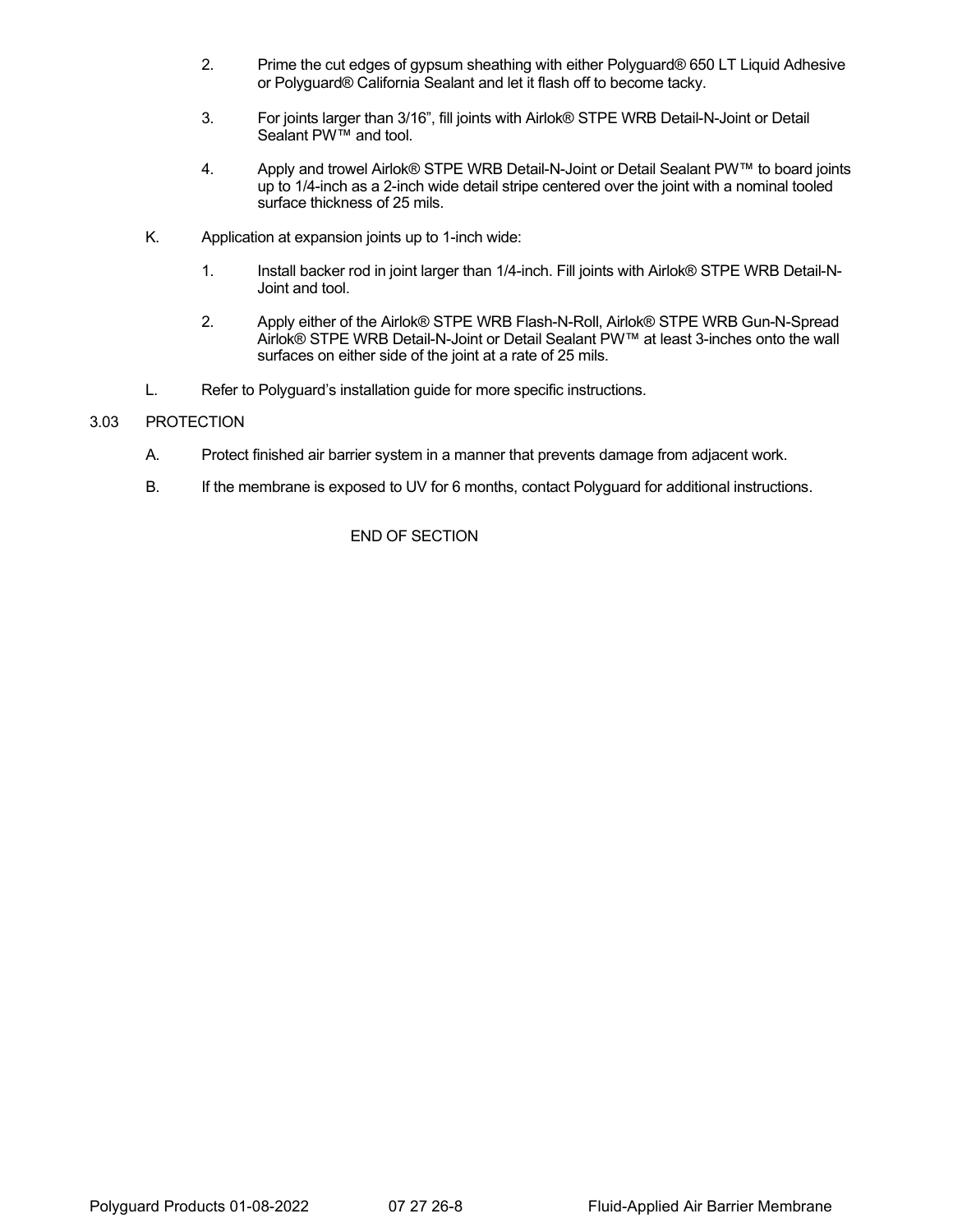2. Prime the cut edges of gypsum sheathing with either Polyguard® 650 LT Liquid Adhesive or Polyguard® California Sealant and let it flash off to become tacky.

3. For joints larger than 3/16", fill joints with Airlok® STPE WRB Detail-N-Joint or Detail Sealant PW™ and tool.

4. Apply and trowel Airlok® STPE WRB Detail-N-Joint or Detail Sealant PW™ to board joints up to 1/4-inch as a 2-inch wide detail stripe centered over the joint with a nominal tooled surface thickness of 25 mils.

K. Application at expansion joints up to 1-inch wide:

1. Install backer rod in joint larger than 1/4-inch. Fill joints with Airlok® STPE WRB Detail-N-Joint and tool.

2. Apply either of the Airlok® STPE WRB Flash-N-Roll, Airlok® STPE WRB Gun-N-Spread Airlok® STPE WRB Detail-N-Joint or Detail Sealant PW™ at least 3-inches onto the wall surfaces on either side of the joint at a rate of 25 mils.

L. Refer to Polyguard's installation guide for more specific instructions.

## 3.03 PROTECTION

A. Protect finished air barrier system in a manner that prevents damage from adjacent work.

B. If the membrane is exposed to UV for 6 months, contact Polyguard for additional instructions.

END OF SECTION